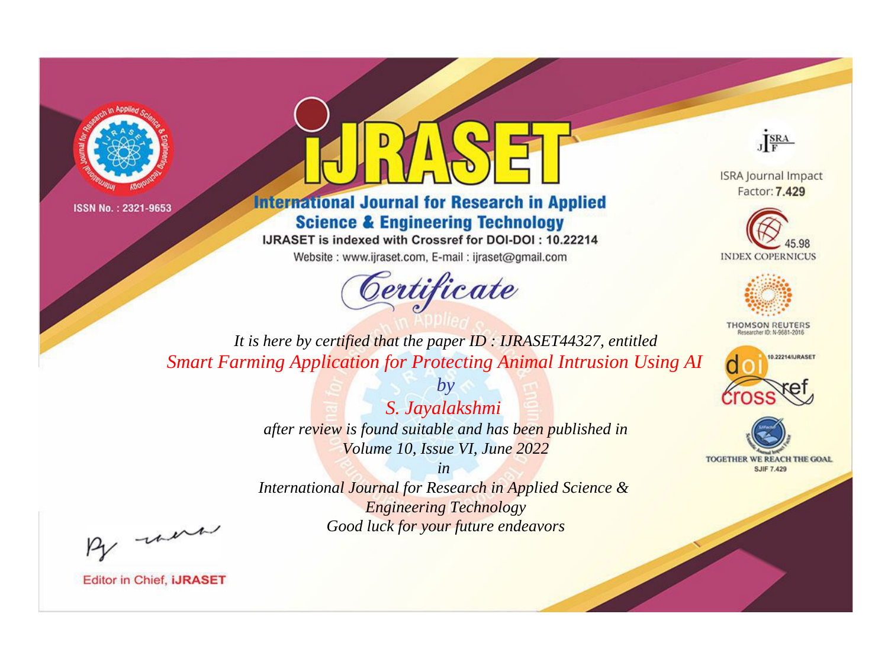ISSN No. : 2321-9653

# IJRASET

## International Journal for Research in Applied Science & Engineering Technology

IJRASET is indexed with Crossref for DOI-DOI : 10.22214

Website : www.ijraset.com, E-mail : ijraset@gmail.com

## Certificate

*It is here by certified that the paper ID : IJRASET44327, entitled*

*Smart Farming Application for Protecting Animal Intrusion Using AI*

*by*

*S. Jayalakshmi*

*after review is found suitable and has been published in*

*Volume 10, Issue VI, June 2022*

*in*

*International Journal for Research in Applied Science & Engineering Technology*

*Good luck for your future endeavors*

ISRA Journal Impact Factor: **7.429**

45.98 INDEX COPERNICUS

THOMSON REUTERS Researcher ID: N-9681-2016

10.22214/IJRASET

TOGETHER WE REACH THE GOAL SJIF 7.429

Editor in Chief, **iJRASET**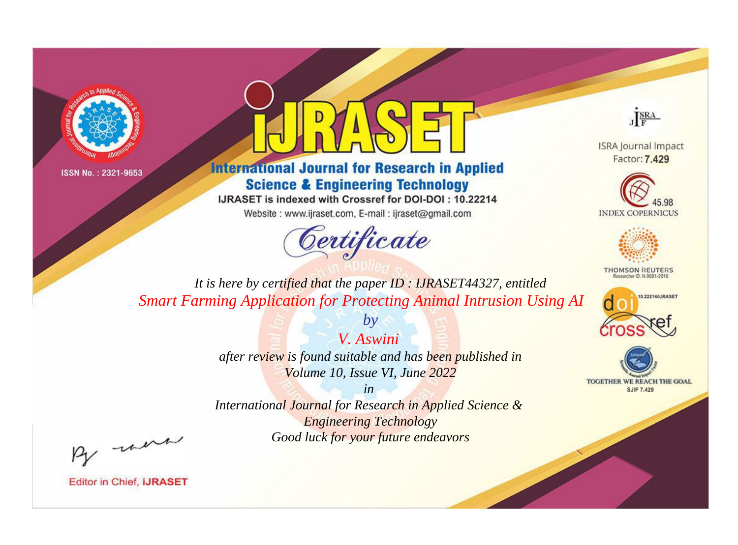ISSN No. : 2321-9653

# iJRASET

## International Journal for Research in Applied Science & Engineering Technology

IJRASET is indexed with Crossref for DOI-DOI : 10.22214

Website : www.ijraset.com, E-mail : ijraset@gmail.com

ISRA Journal Impact Factor: **7.429**

45.98 INDEX COPERNICUS

THOMSON REUTERS Researcher ID: N-9681-2016

10.22214/IJRASET

TOGETHER WE REACH THE GOAL SJIF 7.429

*Certificate*

*It is here by certified that the paper ID : IJRASET44327, entitled*

*Smart Farming Application for Protecting Animal Intrusion Using AI*

*by*

*V. Aswini*

*after review is found suitable and has been published in*

*Volume 10, Issue VI, June 2022*

*in*

*International Journal for Research in Applied Science & Engineering Technology*

*Good luck for your future endeavors*

Editor in Chief, **iJRASET**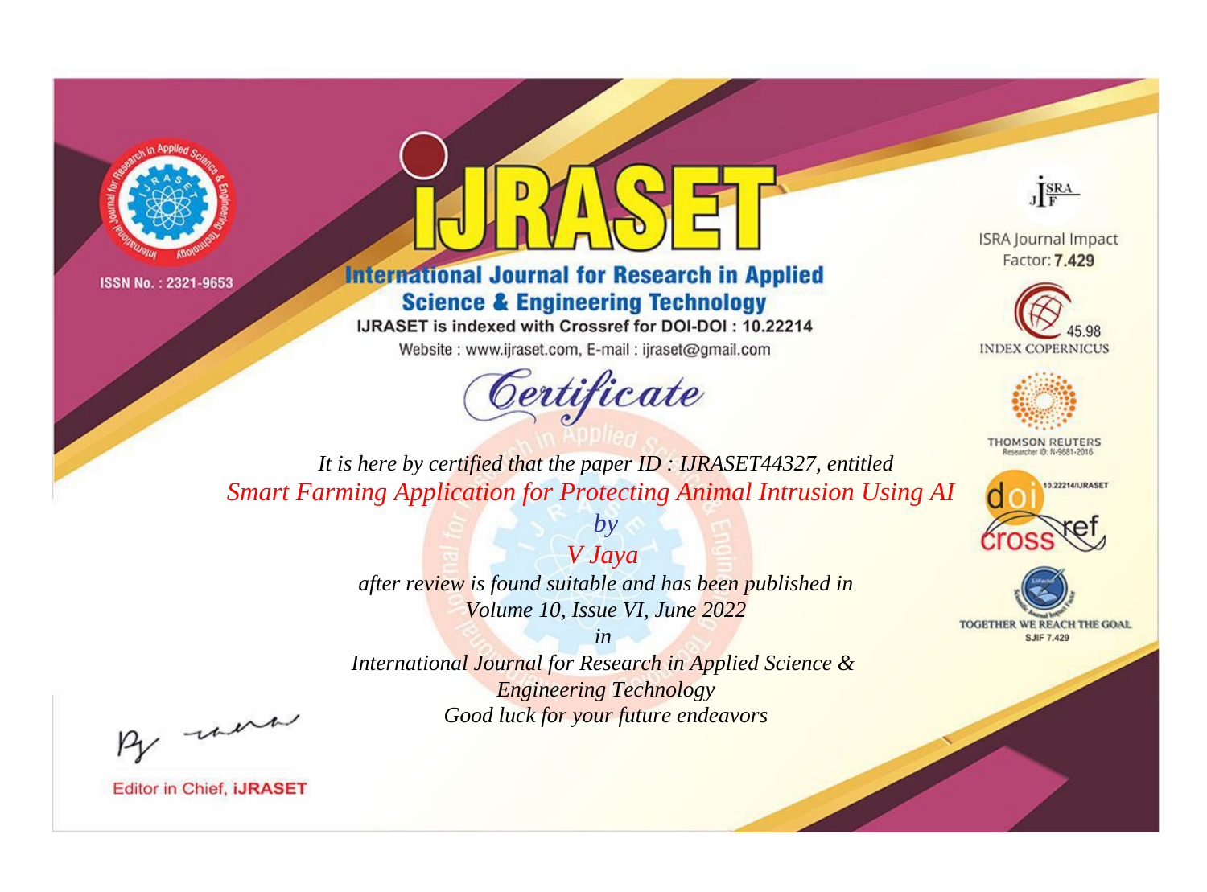ISSN No. : 2321-9653

# iJRASET

## International Journal for Research in Applied Science & Engineering Technology

IJRASET is indexed with Crossref for DOI-DOI : 10.22214

Website : www.ijraset.com, E-mail : ijraset@gmail.com

# Certificate

*It is here by certified that the paper ID : IJRASET44327, entitled*

*Smart Farming Application for Protecting Animal Intrusion Using AI*

*by*

*V Jaya*

*after review is found suitable and has been published in*

*Volume 10, Issue VI, June 2022*

*in*

*International Journal for Research in Applied Science & Engineering Technology*

*Good luck for your future endeavors*

ISRA Journal Impact Factor: **7.429**

45.98 INDEX COPERNICUS

THOMSON REUTERS Researcher ID: N-9681-2016

10.22214/IJRASET

TOGETHER WE REACH THE GOAL SJIF 7.429

Editor in Chief, **iJRASET**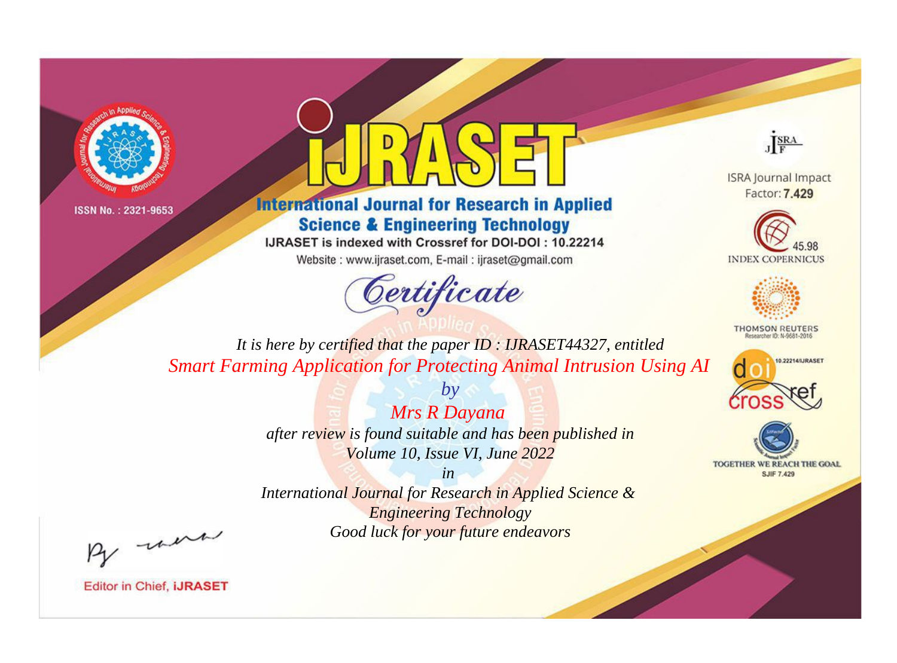ISSN No. : 2321-9653

# IJRASET

## International Journal for Research in Applied Science & Engineering Technology

IJRASET is indexed with Crossref for DOI-DOI : 10.22214

Website : www.ijraset.com, E-mail : ijraset@gmail.com

# Certificate

*It is here by certified that the paper ID : IJRASET44327, entitled*

*Smart Farming Application for Protecting Animal Intrusion Using AI*

*by*

*Mrs R Dayana*

*after review is found suitable and has been published in*

*Volume 10, Issue VI, June 2022*

*in*

*International Journal for Research in Applied Science & Engineering Technology*

*Good luck for your future endeavors*

ISRA Journal Impact Factor: **7.429**

45.98 INDEX COPERNICUS

THOMSON REUTERS Researcher ID: N-9681-2016

10.22214/IJRASET

TOGETHER WE REACH THE GOAL SJIF 7.429

Editor in Chief, **iJRASET**